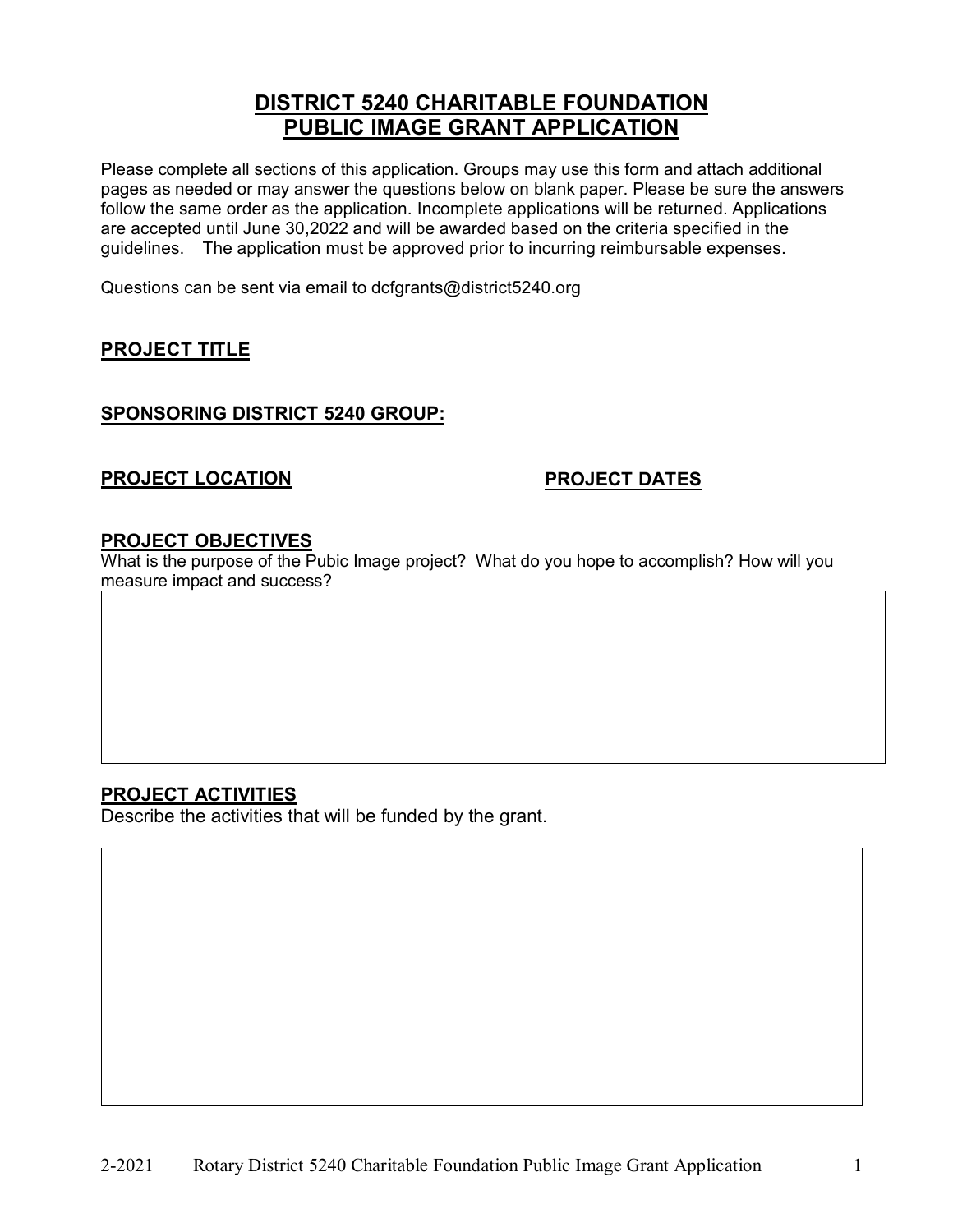# DISTRICT 5240 CHARITABLE FOUNDATION
# PUBLIC IMAGE GRANT APPLICATION

Please complete all sections of this application. Groups may use this form and attach additional pages as needed or may answer the questions below on blank paper. Please be sure the answers follow the same order as the application. Incomplete applications will be returned. Applications are accepted until June 30,2022 and will be awarded based on the criteria specified in the guidelines. The application must be approved prior to incurring reimbursable expenses.

Questions can be sent via email to dcfgrants@district5240.org

## PROJECT TITLE

## SPONSORING DISTRICT 5240 GROUP:

## PROJECT LOCATION

## PROJECT DATES

## PROJECT OBJECTIVES

What is the purpose of the Pubic Image project? What do you hope to accomplish? How will you measure impact and success?

## PROJECT ACTIVITIES

Describe the activities that will be funded by the grant.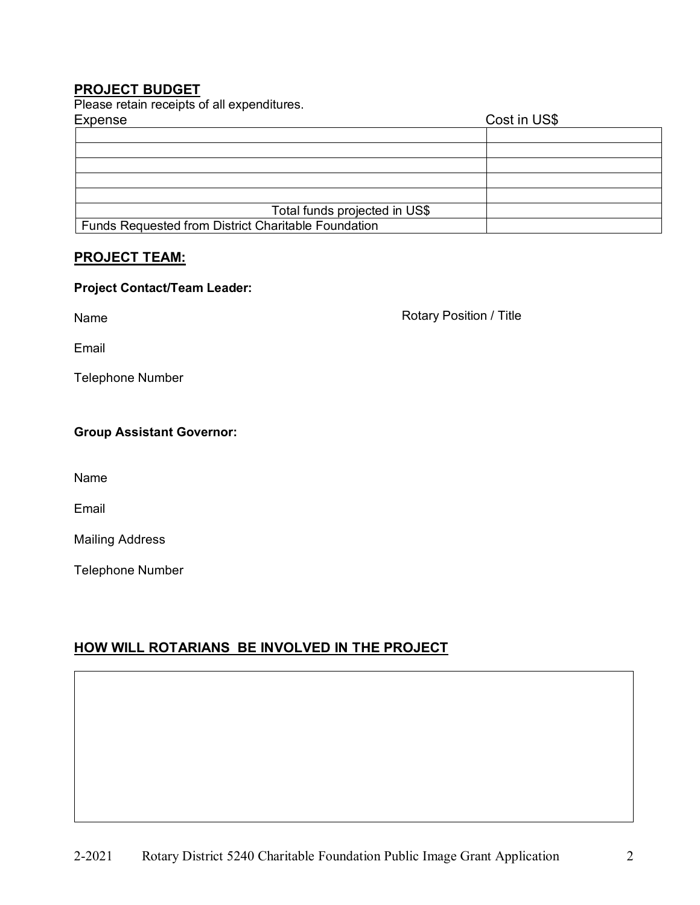## PROJECT BUDGET

Please retain receipts of all expenditures.

| Expense | Cost in US$ |
|---|---|
| | |
| | |
| | |
| | |
| | |
| Total funds projected in US$ | |
| Funds Requested from District Charitable Foundation | |

## PROJECT TEAM:

**Project Contact/Team Leader:**

Name

Rotary Position / Title

Email

Telephone Number

**Group Assistant Governor:**

Name

Email

Mailing Address

Telephone Number

## HOW WILL ROTARIANS BE INVOLVED IN THE PROJECT

| |
|---|
| |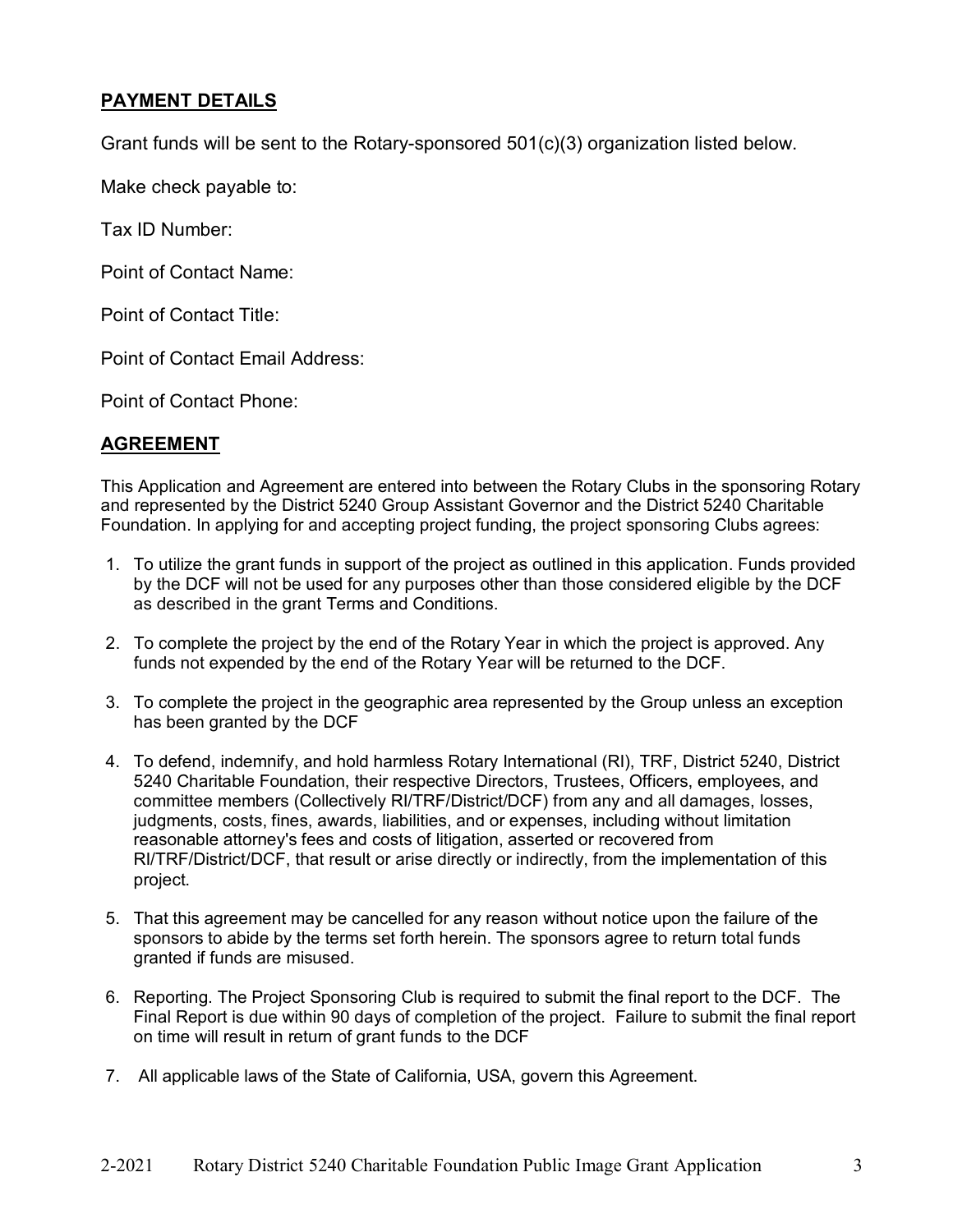## PAYMENT DETAILS

Grant funds will be sent to the Rotary-sponsored 501(c)(3) organization listed below.

Make check payable to:

Tax ID Number:

Point of Contact Name:

Point of Contact Title:

Point of Contact Email Address:

Point of Contact Phone:

## AGREEMENT

This Application and Agreement are entered into between the Rotary Clubs in the sponsoring Rotary and represented by the District 5240 Group Assistant Governor and the District 5240 Charitable Foundation. In applying for and accepting project funding, the project sponsoring Clubs agrees:

1. To utilize the grant funds in support of the project as outlined in this application. Funds provided by the DCF will not be used for any purposes other than those considered eligible by the DCF as described in the grant Terms and Conditions.
2. To complete the project by the end of the Rotary Year in which the project is approved. Any funds not expended by the end of the Rotary Year will be returned to the DCF.
3. To complete the project in the geographic area represented by the Group unless an exception has been granted by the DCF
4. To defend, indemnify, and hold harmless Rotary International (RI), TRF, District 5240, District 5240 Charitable Foundation, their respective Directors, Trustees, Officers, employees, and committee members (Collectively RI/TRF/District/DCF) from any and all damages, losses, judgments, costs, fines, awards, liabilities, and or expenses, including without limitation reasonable attorney's fees and costs of litigation, asserted or recovered from RI/TRF/District/DCF, that result or arise directly or indirectly, from the implementation of this project.
5. That this agreement may be cancelled for any reason without notice upon the failure of the sponsors to abide by the terms set forth herein. The sponsors agree to return total funds granted if funds are misused.
6. Reporting. The Project Sponsoring Club is required to submit the final report to the DCF. The Final Report is due within 90 days of completion of the project. Failure to submit the final report on time will result in return of grant funds to the DCF
7. All applicable laws of the State of California, USA, govern this Agreement.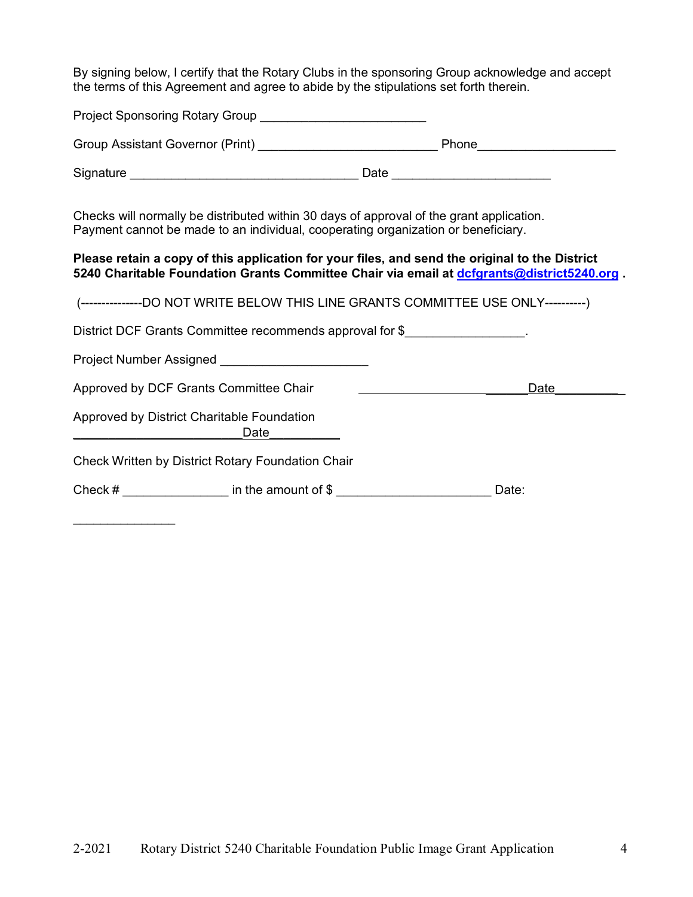By signing below, I certify that the Rotary Clubs in the sponsoring Group acknowledge and accept the terms of this Agreement and agree to abide by the stipulations set forth therein.

Project Sponsoring Rotary Group ________________________

Group Assistant Governor (Print) __________________________ Phone____________________

Signature _________________________________ Date _______________________

Checks will normally be distributed within 30 days of approval of the grant application.
Payment cannot be made to an individual, cooperating organization or beneficiary.

**Please retain a copy of this application for your files, and send the original to the District 5240 Charitable Foundation Grants Committee Chair via email at dcfgrants@district5240.org .**

(---------------DO NOT WRITE BELOW THIS LINE GRANTS COMMITTEE USE ONLY----------)

District DCF Grants Committee recommends approval for $_________________.

Project Number Assigned _____________________

Approved by DCF Grants Committee Chair __________________________Date___________

Approved by District Charitable Foundation
_________________________Date__________

Check Written by District Rotary Foundation Chair

Check # _______________ in the amount of $ ______________________ Date:
_______________